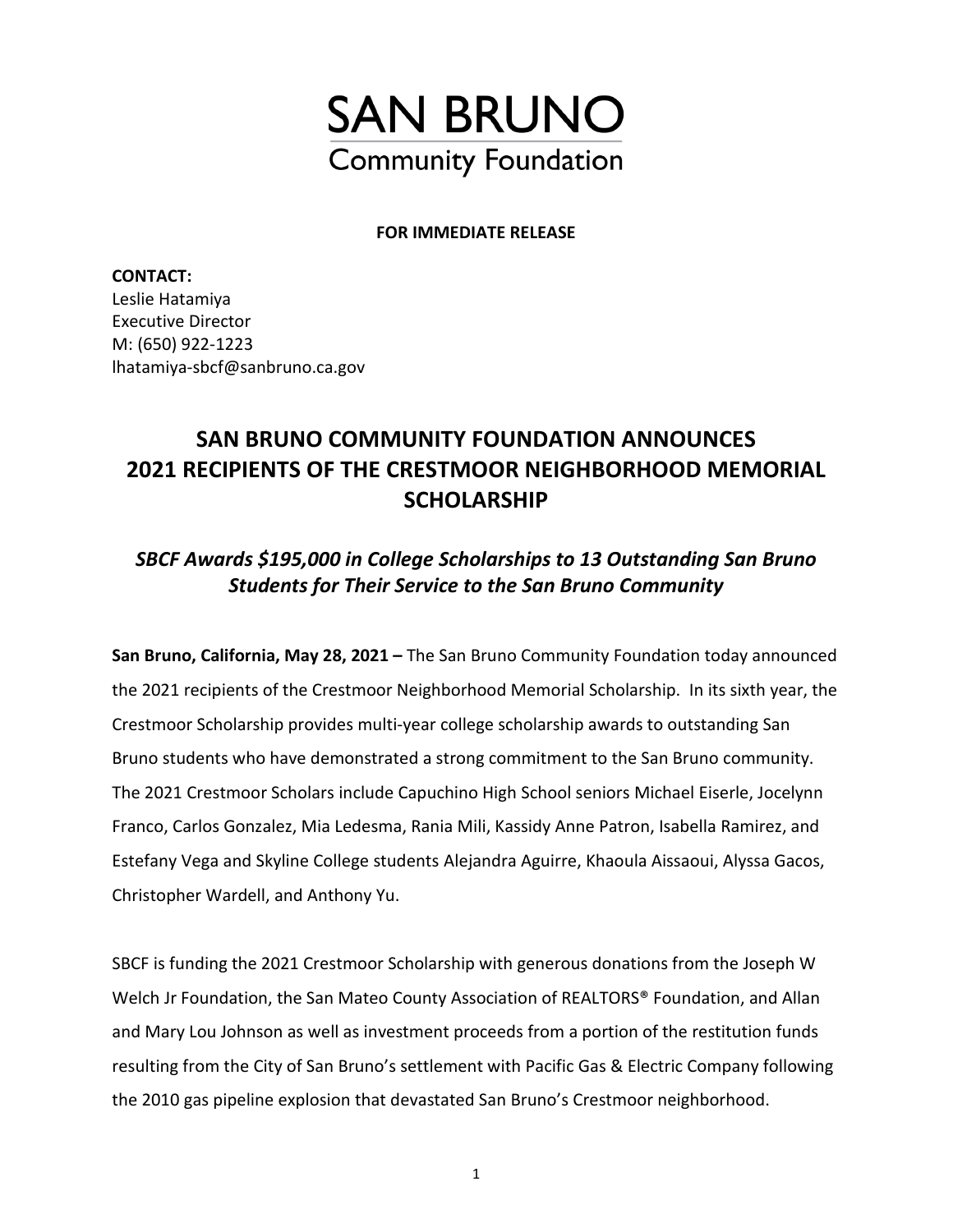# SAN BRUNO
## Community Foundation

**FOR IMMEDIATE RELEASE**

**CONTACT:**
Leslie Hatamiya
Executive Director
M: (650) 922-1223
lhatamiya-sbcf@sanbruno.ca.gov

## SAN BRUNO COMMUNITY FOUNDATION ANNOUNCES 2021 RECIPIENTS OF THE CRESTMOOR NEIGHBORHOOD MEMORIAL SCHOLARSHIP

### *SBCF Awards $195,000 in College Scholarships to 13 Outstanding San Bruno Students for Their Service to the San Bruno Community*

**San Bruno, California, May 28, 2021 –** The San Bruno Community Foundation today announced the 2021 recipients of the Crestmoor Neighborhood Memorial Scholarship. In its sixth year, the Crestmoor Scholarship provides multi-year college scholarship awards to outstanding San Bruno students who have demonstrated a strong commitment to the San Bruno community. The 2021 Crestmoor Scholars include Capuchino High School seniors Michael Eiserle, Jocelynn Franco, Carlos Gonzalez, Mia Ledesma, Rania Mili, Kassidy Anne Patron, Isabella Ramirez, and Estefany Vega and Skyline College students Alejandra Aguirre, Khaoula Aissaoui, Alyssa Gacos, Christopher Wardell, and Anthony Yu.

SBCF is funding the 2021 Crestmoor Scholarship with generous donations from the Joseph W Welch Jr Foundation, the San Mateo County Association of REALTORS® Foundation, and Allan and Mary Lou Johnson as well as investment proceeds from a portion of the restitution funds resulting from the City of San Bruno's settlement with Pacific Gas & Electric Company following the 2010 gas pipeline explosion that devastated San Bruno's Crestmoor neighborhood.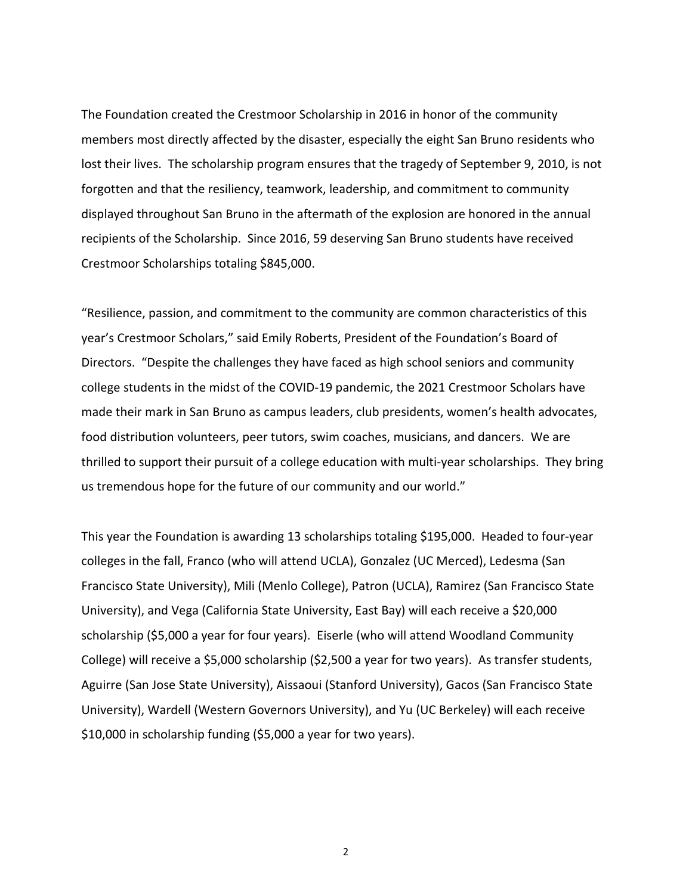The Foundation created the Crestmoor Scholarship in 2016 in honor of the community members most directly affected by the disaster, especially the eight San Bruno residents who lost their lives. The scholarship program ensures that the tragedy of September 9, 2010, is not forgotten and that the resiliency, teamwork, leadership, and commitment to community displayed throughout San Bruno in the aftermath of the explosion are honored in the annual recipients of the Scholarship. Since 2016, 59 deserving San Bruno students have received Crestmoor Scholarships totaling $845,000.

"Resilience, passion, and commitment to the community are common characteristics of this year's Crestmoor Scholars," said Emily Roberts, President of the Foundation's Board of Directors. "Despite the challenges they have faced as high school seniors and community college students in the midst of the COVID-19 pandemic, the 2021 Crestmoor Scholars have made their mark in San Bruno as campus leaders, club presidents, women's health advocates, food distribution volunteers, peer tutors, swim coaches, musicians, and dancers. We are thrilled to support their pursuit of a college education with multi-year scholarships. They bring us tremendous hope for the future of our community and our world."

This year the Foundation is awarding 13 scholarships totaling $195,000. Headed to four-year colleges in the fall, Franco (who will attend UCLA), Gonzalez (UC Merced), Ledesma (San Francisco State University), Mili (Menlo College), Patron (UCLA), Ramirez (San Francisco State University), and Vega (California State University, East Bay) will each receive a $20,000 scholarship ($5,000 a year for four years). Eiserle (who will attend Woodland Community College) will receive a $5,000 scholarship ($2,500 a year for two years). As transfer students, Aguirre (San Jose State University), Aissaoui (Stanford University), Gacos (San Francisco State University), Wardell (Western Governors University), and Yu (UC Berkeley) will each receive $10,000 in scholarship funding ($5,000 a year for two years).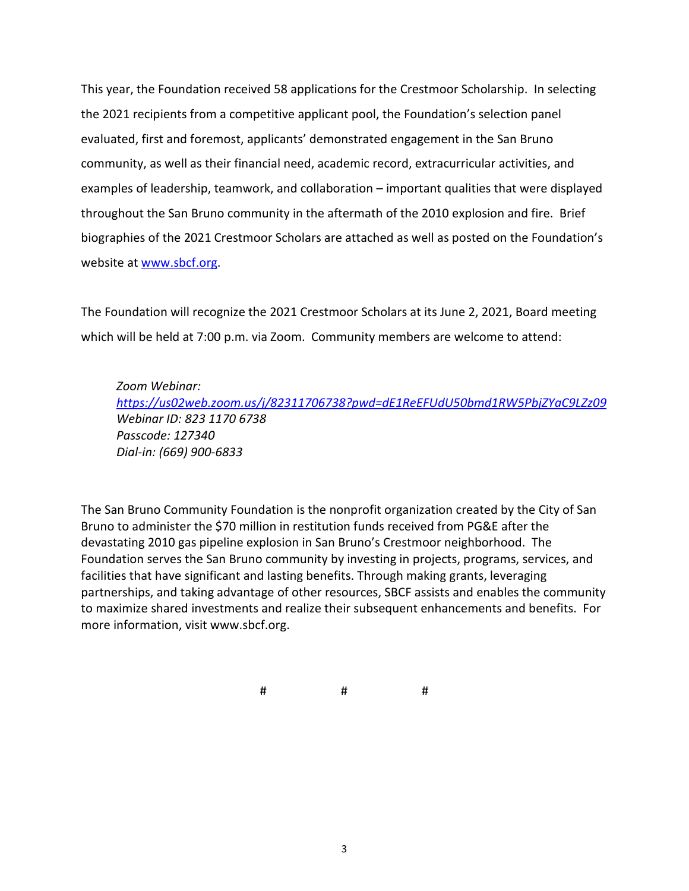This year, the Foundation received 58 applications for the Crestmoor Scholarship. In selecting the 2021 recipients from a competitive applicant pool, the Foundation's selection panel evaluated, first and foremost, applicants' demonstrated engagement in the San Bruno community, as well as their financial need, academic record, extracurricular activities, and examples of leadership, teamwork, and collaboration – important qualities that were displayed throughout the San Bruno community in the aftermath of the 2010 explosion and fire. Brief biographies of the 2021 Crestmoor Scholars are attached as well as posted on the Foundation's website at [www.sbcf.org](http://www.sbcf.org).

The Foundation will recognize the 2021 Crestmoor Scholars at its June 2, 2021, Board meeting which will be held at 7:00 p.m. via Zoom. Community members are welcome to attend:

> *Zoom Webinar:*
> *[https://us02web.zoom.us/j/82311706738?pwd=dE1ReEFUdU50bmd1RW5PbjZYaC9LZz09](https://us02web.zoom.us/j/82311706738?pwd=dE1ReEFUdU50bmd1RW5PbjZYaC9LZz09)*
> *Webinar ID: 823 1170 6738*
> *Passcode: 127340*
> *Dial-in: (669) 900-6833*

The San Bruno Community Foundation is the nonprofit organization created by the City of San Bruno to administer the $70 million in restitution funds received from PG&E after the devastating 2010 gas pipeline explosion in San Bruno's Crestmoor neighborhood. The Foundation serves the San Bruno community by investing in projects, programs, services, and facilities that have significant and lasting benefits. Through making grants, leveraging partnerships, and taking advantage of other resources, SBCF assists and enables the community to maximize shared investments and realize their subsequent enhancements and benefits. For more information, visit www.sbcf.org.

# # #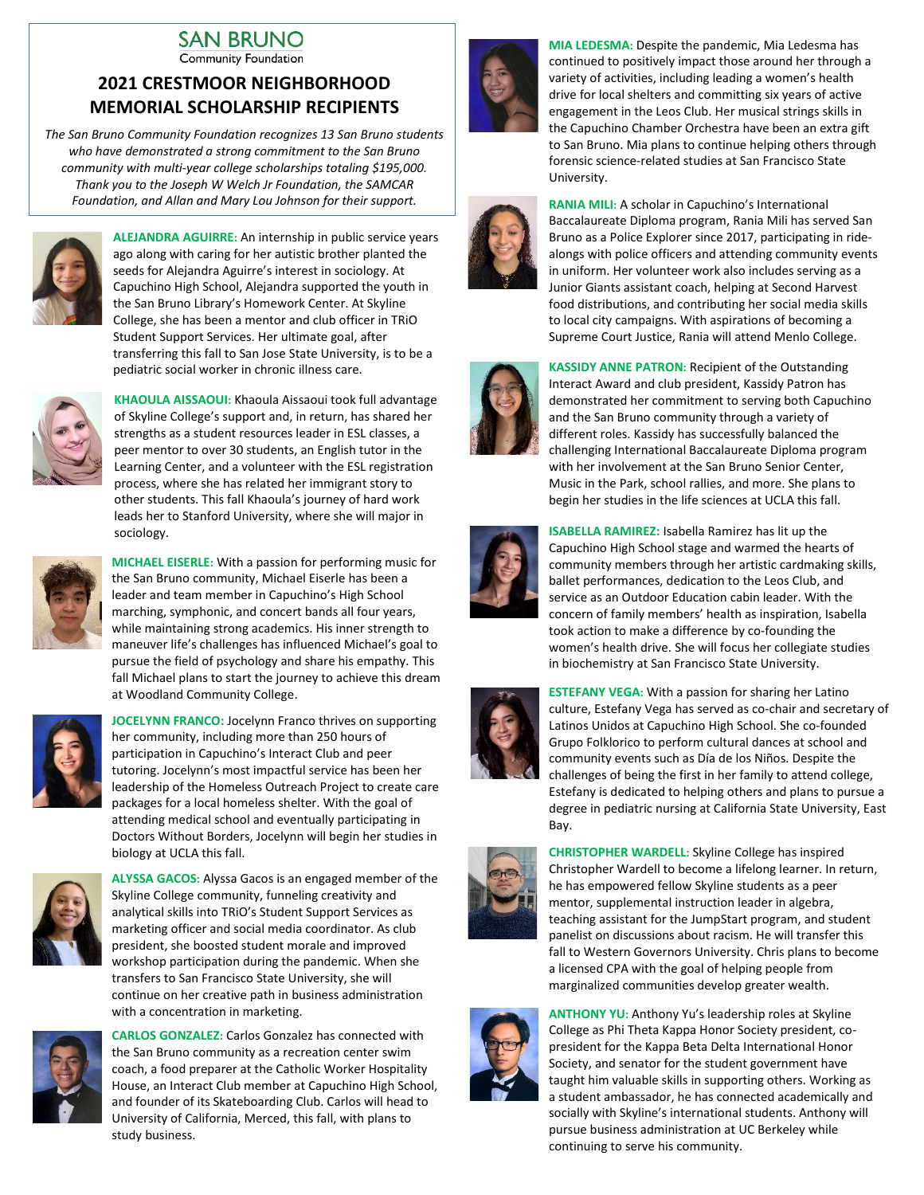**SAN BRUNO**
Community Foundation

## 2021 CRESTMOOR NEIGHBORHOOD MEMORIAL SCHOLARSHIP RECIPIENTS

*The San Bruno Community Foundation recognizes 13 San Bruno students who have demonstrated a strong commitment to the San Bruno community with multi-year college scholarships totaling $195,000. Thank you to the Joseph W Welch Jr Foundation, the SAMCAR Foundation, and Allan and Mary Lou Johnson for their support.*

**ALEJANDRA AGUIRRE:** An internship in public service years ago along with caring for her autistic brother planted the seeds for Alejandra Aguirre's interest in sociology. At Capuchino High School, Alejandra supported the youth in the San Bruno Library's Homework Center. At Skyline College, she has been a mentor and club officer in TRiO Student Support Services. Her ultimate goal, after transferring this fall to San Jose State University, is to be a pediatric social worker in chronic illness care.

**KHAOULA AISSAOUI:** Khaoula Aissaoui took full advantage of Skyline College's support and, in return, has shared her strengths as a student resources leader in ESL classes, a peer mentor to over 30 students, an English tutor in the Learning Center, and a volunteer with the ESL registration process, where she has related her immigrant story to other students. This fall Khaoula's journey of hard work leads her to Stanford University, where she will major in sociology.

**MICHAEL EISERLE:** With a passion for performing music for the San Bruno community, Michael Eiserle has been a leader and team member in Capuchino's High School marching, symphonic, and concert bands all four years, while maintaining strong academics. His inner strength to maneuver life's challenges has influenced Michael's goal to pursue the field of psychology and share his empathy. This fall Michael plans to start the journey to achieve this dream at Woodland Community College.

**JOCELYNN FRANCO:** Jocelynn Franco thrives on supporting her community, including more than 250 hours of participation in Capuchino's Interact Club and peer tutoring. Jocelynn's most impactful service has been her leadership of the Homeless Outreach Project to create care packages for a local homeless shelter. With the goal of attending medical school and eventually participating in Doctors Without Borders, Jocelynn will begin her studies in biology at UCLA this fall.

**ALYSSA GACOS:** Alyssa Gacos is an engaged member of the Skyline College community, funneling creativity and analytical skills into TRiO's Student Support Services as marketing officer and social media coordinator. As club president, she boosted student morale and improved workshop participation during the pandemic. When she transfers to San Francisco State University, she will continue on her creative path in business administration with a concentration in marketing.

**CARLOS GONZALEZ:** Carlos Gonzalez has connected with the San Bruno community as a recreation center swim coach, a food preparer at the Catholic Worker Hospitality House, an Interact Club member at Capuchino High School, and founder of its Skateboarding Club. Carlos will head to University of California, Merced, this fall, with plans to study business.

**MIA LEDESMA:** Despite the pandemic, Mia Ledesma has continued to positively impact those around her through a variety of activities, including leading a women's health drive for local shelters and committing six years of active engagement in the Leos Club. Her musical strings skills in the Capuchino Chamber Orchestra have been an extra gift to San Bruno. Mia plans to continue helping others through forensic science-related studies at San Francisco State University.

**RANIA MILI:** A scholar in Capuchino's International Baccalaureate Diploma program, Rania Mili has served San Bruno as a Police Explorer since 2017, participating in ride-alongs with police officers and attending community events in uniform. Her volunteer work also includes serving as a Junior Giants assistant coach, helping at Second Harvest food distributions, and contributing her social media skills to local city campaigns. With aspirations of becoming a Supreme Court Justice, Rania will attend Menlo College.

**KASSIDY ANNE PATRON:** Recipient of the Outstanding Interact Award and club president, Kassidy Patron has demonstrated her commitment to serving both Capuchino and the San Bruno community through a variety of different roles. Kassidy has successfully balanced the challenging International Baccalaureate Diploma program with her involvement at the San Bruno Senior Center, Music in the Park, school rallies, and more. She plans to begin her studies in the life sciences at UCLA this fall.

**ISABELLA RAMIREZ:** Isabella Ramirez has lit up the Capuchino High School stage and warmed the hearts of community members through her artistic cardmaking skills, ballet performances, dedication to the Leos Club, and service as an Outdoor Education cabin leader. With the concern of family members' health as inspiration, Isabella took action to make a difference by co-founding the women's health drive. She will focus her collegiate studies in biochemistry at San Francisco State University.

**ESTEFANY VEGA:** With a passion for sharing her Latino culture, Estefany Vega has served as co-chair and secretary of Latinos Unidos at Capuchino High School. She co-founded Grupo Folklorico to perform cultural dances at school and community events such as Día de los Niños. Despite the challenges of being the first in her family to attend college, Estefany is dedicated to helping others and plans to pursue a degree in pediatric nursing at California State University, East Bay.

**CHRISTOPHER WARDELL:** Skyline College has inspired Christopher Wardell to become a lifelong learner. In return, he has empowered fellow Skyline students as a peer mentor, supplemental instruction leader in algebra, teaching assistant for the JumpStart program, and student panelist on discussions about racism. He will transfer this fall to Western Governors University. Chris plans to become a licensed CPA with the goal of helping people from marginalized communities develop greater wealth.

**ANTHONY YU:** Anthony Yu's leadership roles at Skyline College as Phi Theta Kappa Honor Society president, co-president for the Kappa Beta Delta International Honor Society, and senator for the student government have taught him valuable skills in supporting others. Working as a student ambassador, he has connected academically and socially with Skyline's international students. Anthony will pursue business administration at UC Berkeley while continuing to serve his community.